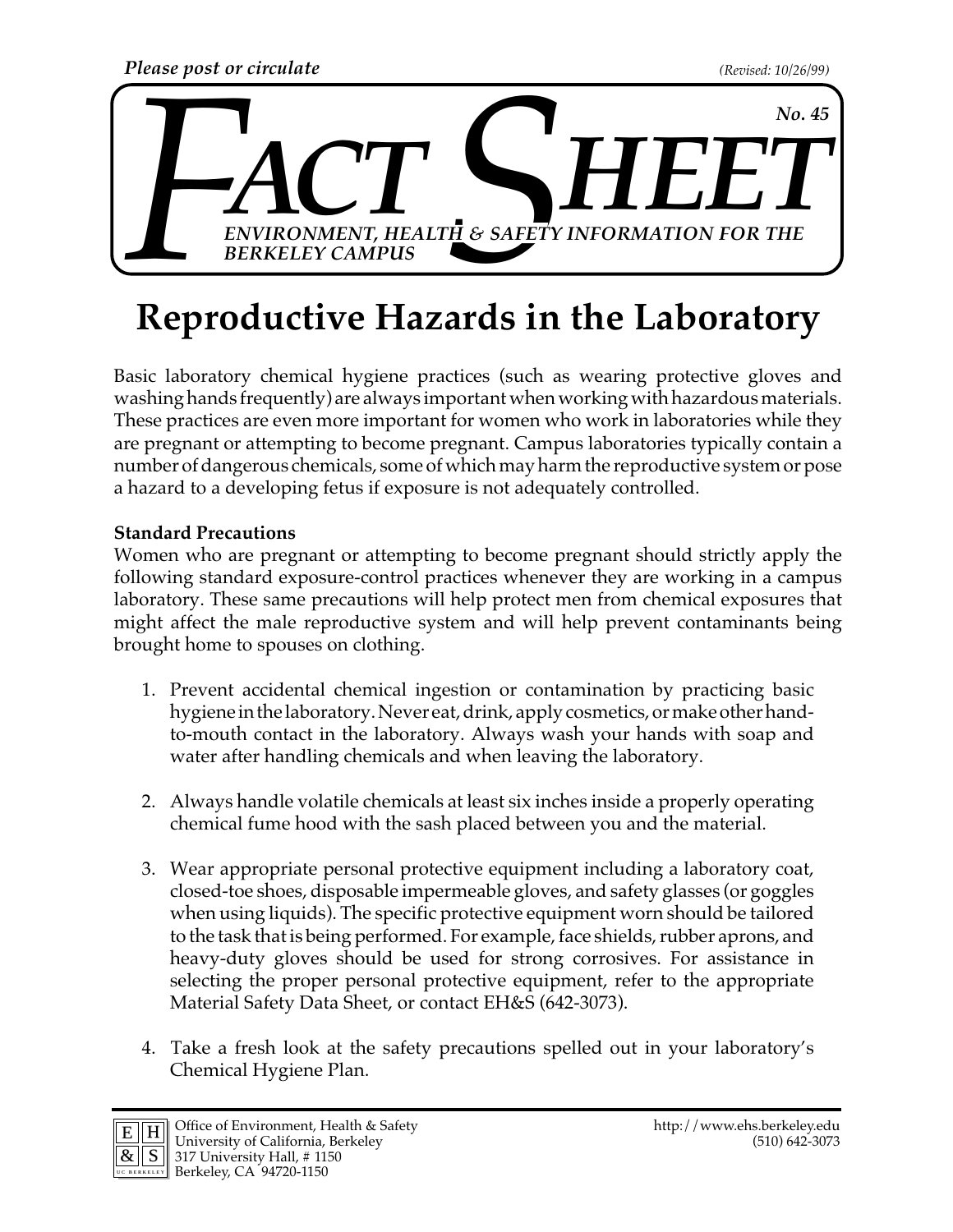*Please post or circulate* *(Revised: 10/26/99)*

# FACT SHEET

**No. 45**

*ENVIRONMENT, HEALTH & SAFETY INFORMATION FOR THE BERKELEY CAMPUS*

# Reproductive Hazards in the Laboratory

Basic laboratory chemical hygiene practices (such as wearing protective gloves and washing hands frequently) are always important when working with hazardous materials. These practices are even more important for women who work in laboratories while they are pregnant or attempting to become pregnant. Campus laboratories typically contain a number of dangerous chemicals, some of which may harm the reproductive system or pose a hazard to a developing fetus if exposure is not adequately controlled.

**Standard Precautions**

Women who are pregnant or attempting to become pregnant should strictly apply the following standard exposure-control practices whenever they are working in a campus laboratory. These same precautions will help protect men from chemical exposures that might affect the male reproductive system and will help prevent contaminants being brought home to spouses on clothing.

1. Prevent accidental chemical ingestion or contamination by practicing basic hygiene in the laboratory. Never eat, drink, apply cosmetics, or make other hand-to-mouth contact in the laboratory. Always wash your hands with soap and water after handling chemicals and when leaving the laboratory.

2. Always handle volatile chemicals at least six inches inside a properly operating chemical fume hood with the sash placed between you and the material.

3. Wear appropriate personal protective equipment including a laboratory coat, closed-toe shoes, disposable impermeable gloves, and safety glasses (or goggles when using liquids). The specific protective equipment worn should be tailored to the task that is being performed. For example, face shields, rubber aprons, and heavy-duty gloves should be used for strong corrosives. For assistance in selecting the proper personal protective equipment, refer to the appropriate Material Safety Data Sheet, or contact EH&S (642-3073).

4. Take a fresh look at the safety precautions spelled out in your laboratory's Chemical Hygiene Plan.

Office of Environment, Health & Safety
University of California, Berkeley
317 University Hall, # 1150
Berkeley, CA 94720-1150

http://www.ehs.berkeley.edu
(510) 642-3073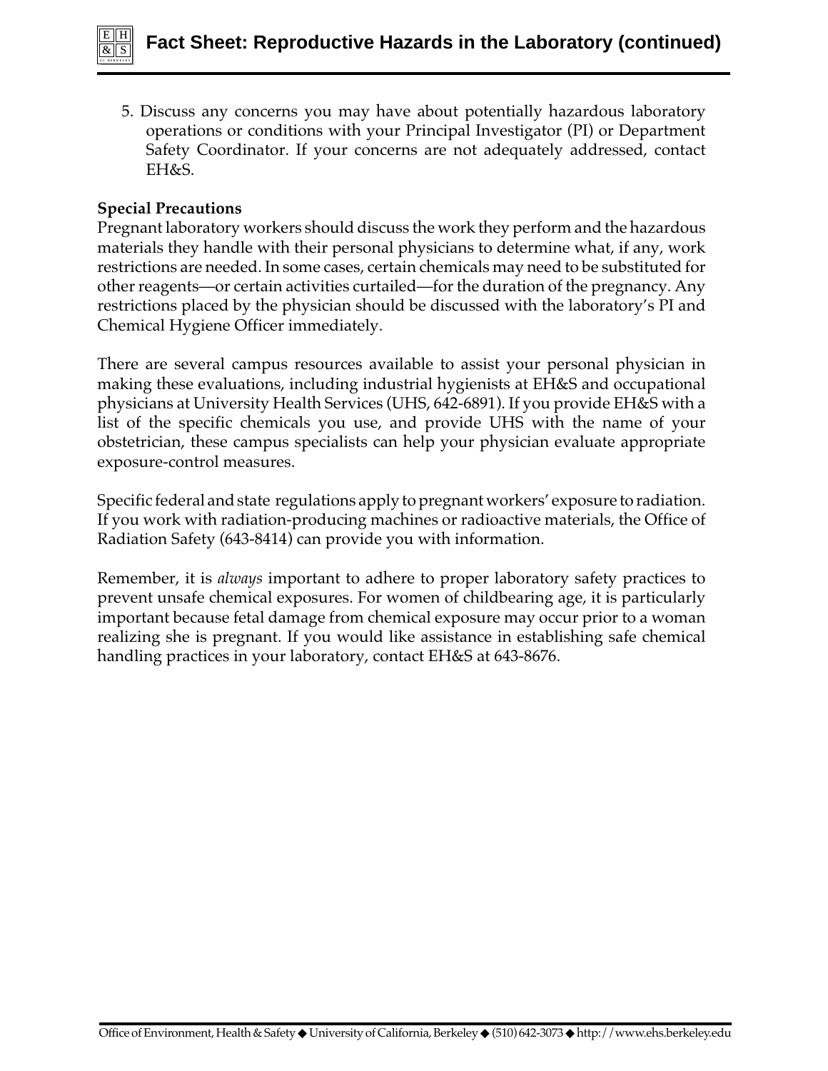5. Discuss any concerns you may have about potentially hazardous laboratory operations or conditions with your Principal Investigator (PI) or Department Safety Coordinator. If your concerns are not adequately addressed, contact EH&S.

**Special Precautions**

Pregnant laboratory workers should discuss the work they perform and the hazardous materials they handle with their personal physicians to determine what, if any, work restrictions are needed. In some cases, certain chemicals may need to be substituted for other reagents—or certain activities curtailed—for the duration of the pregnancy. Any restrictions placed by the physician should be discussed with the laboratory's PI and Chemical Hygiene Officer immediately.

There are several campus resources available to assist your personal physician in making these evaluations, including industrial hygienists at EH&S and occupational physicians at University Health Services (UHS, 642-6891). If you provide EH&S with a list of the specific chemicals you use, and provide UHS with the name of your obstetrician, these campus specialists can help your physician evaluate appropriate exposure-control measures.

Specific federal and state regulations apply to pregnant workers' exposure to radiation. If you work with radiation-producing machines or radioactive materials, the Office of Radiation Safety (643-8414) can provide you with information.

Remember, it is *always* important to adhere to proper laboratory safety practices to prevent unsafe chemical exposures. For women of childbearing age, it is particularly important because fetal damage from chemical exposure may occur prior to a woman realizing she is pregnant. If you would like assistance in establishing safe chemical handling practices in your laboratory, contact EH&S at 643-8676.